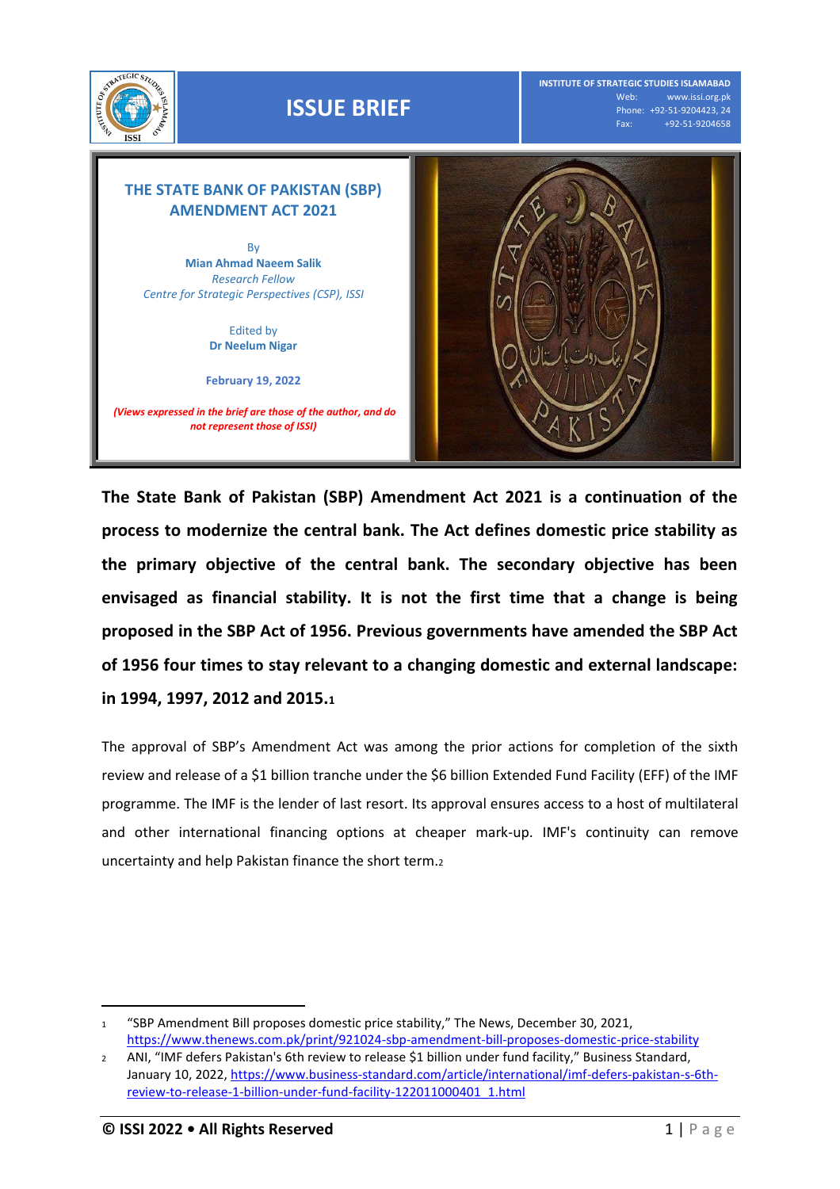ISSUE BRIEF

INSTITUTE OF STRATEGIC STUDIES ISLAMABAD
Web: www.issi.org.pk
Phone: +92-51-9204423, 24
Fax: +92-51-9204658

# THE STATE BANK OF PAKISTAN (SBP) AMENDMENT ACT 2021

By
**Mian Ahmad Naeem Salik**
*Research Fellow*
*Centre for Strategic Perspectives (CSP), ISSI*

Edited by
**Dr Neelum Nigar**

**February 19, 2022**

***(Views expressed in the brief are those of the author, and do not represent those of ISSI)***

**The State Bank of Pakistan (SBP) Amendment Act 2021 is a continuation of the process to modernize the central bank. The Act defines domestic price stability as the primary objective of the central bank. The secondary objective has been envisaged as financial stability. It is not the first time that a change is being proposed in the SBP Act of 1956. Previous governments have amended the SBP Act of 1956 four times to stay relevant to a changing domestic and external landscape: in 1994, 1997, 2012 and 2015.[1]**

The approval of SBP's Amendment Act was among the prior actions for completion of the sixth review and release of a $1 billion tranche under the $6 billion Extended Fund Facility (EFF) of the IMF programme. The IMF is the lender of last resort. Its approval ensures access to a host of multilateral and other international financing options at cheaper mark-up. IMF's continuity can remove uncertainty and help Pakistan finance the short term.[2]

---

[1] "SBP Amendment Bill proposes domestic price stability," The News, December 30, 2021, https://www.thenews.com.pk/print/921024-sbp-amendment-bill-proposes-domestic-price-stability

[2] ANI, "IMF defers Pakistan's 6th review to release $1 billion under fund facility," Business Standard, January 10, 2022, https://www.business-standard.com/article/international/imf-defers-pakistan-s-6th-review-to-release-1-billion-under-fund-facility-122011000401_1.html

**© ISSI 2022 • All Rights Reserved**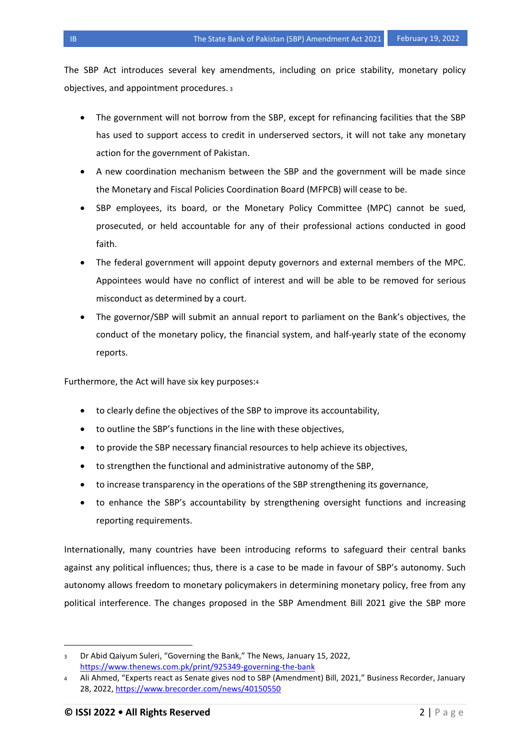The SBP Act introduces several key amendments, including on price stability, monetary policy objectives, and appointment procedures.[3]

- The government will not borrow from the SBP, except for refinancing facilities that the SBP has used to support access to credit in underserved sectors, it will not take any monetary action for the government of Pakistan.
- A new coordination mechanism between the SBP and the government will be made since the Monetary and Fiscal Policies Coordination Board (MFPCB) will cease to be.
- SBP employees, its board, or the Monetary Policy Committee (MPC) cannot be sued, prosecuted, or held accountable for any of their professional actions conducted in good faith.
- The federal government will appoint deputy governors and external members of the MPC. Appointees would have no conflict of interest and will be able to be removed for serious misconduct as determined by a court.
- The governor/SBP will submit an annual report to parliament on the Bank's objectives, the conduct of the monetary policy, the financial system, and half-yearly state of the economy reports.

Furthermore, the Act will have six key purposes:[4]

- to clearly define the objectives of the SBP to improve its accountability,
- to outline the SBP's functions in the line with these objectives,
- to provide the SBP necessary financial resources to help achieve its objectives,
- to strengthen the functional and administrative autonomy of the SBP,
- to increase transparency in the operations of the SBP strengthening its governance,
- to enhance the SBP's accountability by strengthening oversight functions and increasing reporting requirements.

Internationally, many countries have been introducing reforms to safeguard their central banks against any political influences; thus, there is a case to be made in favour of SBP's autonomy. Such autonomy allows freedom to monetary policymakers in determining monetary policy, free from any political interference. The changes proposed in the SBP Amendment Bill 2021 give the SBP more

---

[3] Dr Abid Qaiyum Suleri, "Governing the Bank," The News, January 15, 2022, https://www.thenews.com.pk/print/925349-governing-the-bank

[4] Ali Ahmed, "Experts react as Senate gives nod to SBP (Amendment) Bill, 2021," Business Recorder, January 28, 2022, https://www.brecorder.com/news/40150550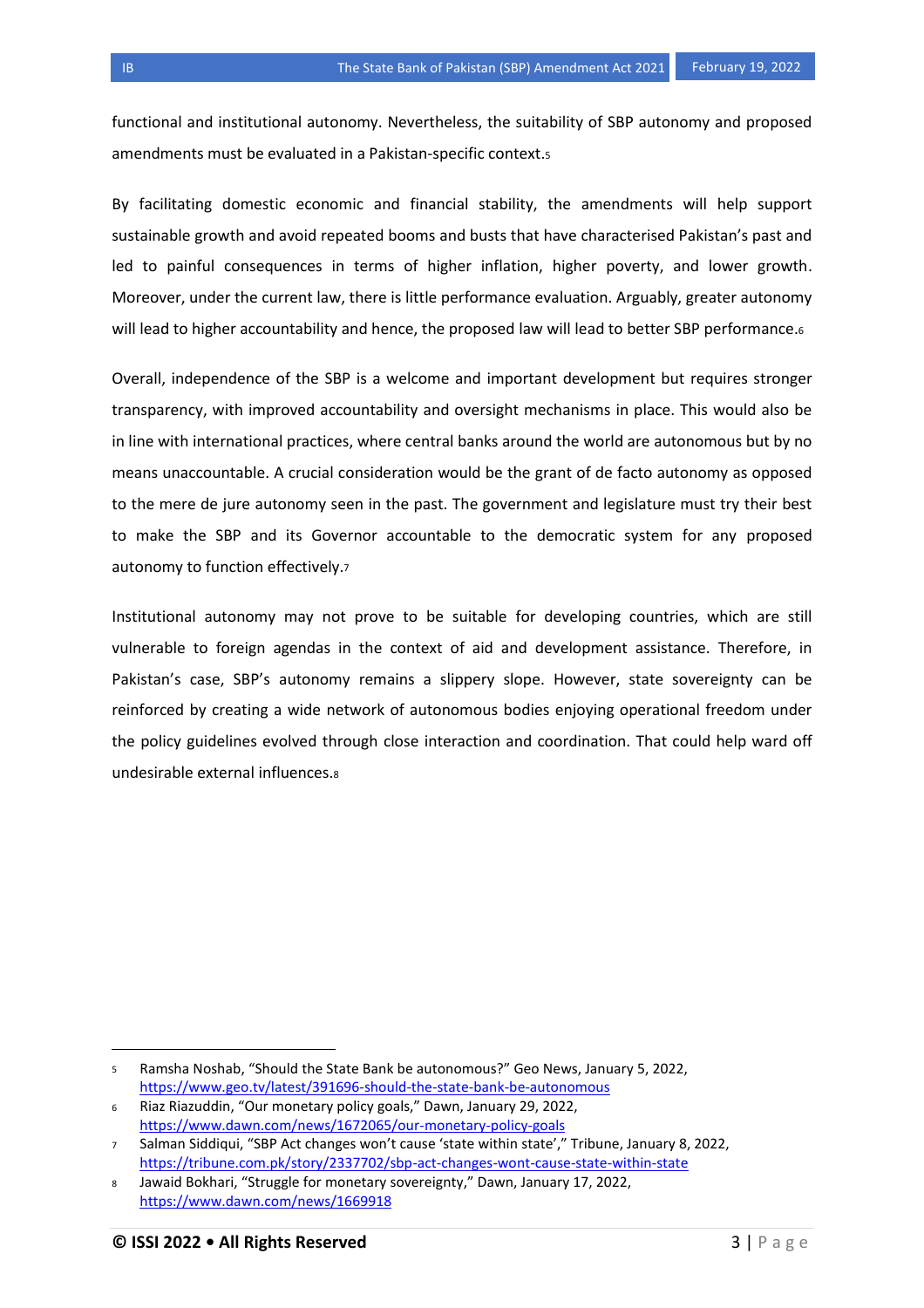functional and institutional autonomy. Nevertheless, the suitability of SBP autonomy and proposed amendments must be evaluated in a Pakistan-specific context.[5]

By facilitating domestic economic and financial stability, the amendments will help support sustainable growth and avoid repeated booms and busts that have characterised Pakistan's past and led to painful consequences in terms of higher inflation, higher poverty, and lower growth. Moreover, under the current law, there is little performance evaluation. Arguably, greater autonomy will lead to higher accountability and hence, the proposed law will lead to better SBP performance.[6]

Overall, independence of the SBP is a welcome and important development but requires stronger transparency, with improved accountability and oversight mechanisms in place. This would also be in line with international practices, where central banks around the world are autonomous but by no means unaccountable. A crucial consideration would be the grant of de facto autonomy as opposed to the mere de jure autonomy seen in the past. The government and legislature must try their best to make the SBP and its Governor accountable to the democratic system for any proposed autonomy to function effectively.[7]

Institutional autonomy may not prove to be suitable for developing countries, which are still vulnerable to foreign agendas in the context of aid and development assistance. Therefore, in Pakistan's case, SBP's autonomy remains a slippery slope. However, state sovereignty can be reinforced by creating a wide network of autonomous bodies enjoying operational freedom under the policy guidelines evolved through close interaction and coordination. That could help ward off undesirable external influences.[8]

---

5 Ramsha Noshab, "Should the State Bank be autonomous?" Geo News, January 5, 2022, https://www.geo.tv/latest/391696-should-the-state-bank-be-autonomous

6 Riaz Riazuddin, "Our monetary policy goals," Dawn, January 29, 2022, https://www.dawn.com/news/1672065/our-monetary-policy-goals

7 Salman Siddiqui, "SBP Act changes won't cause 'state within state'," Tribune, January 8, 2022, https://tribune.com.pk/story/2337702/sbp-act-changes-wont-cause-state-within-state

8 Jawaid Bokhari, "Struggle for monetary sovereignty," Dawn, January 17, 2022, https://www.dawn.com/news/1669918

**© ISSI 2022 • All Rights Reserved**